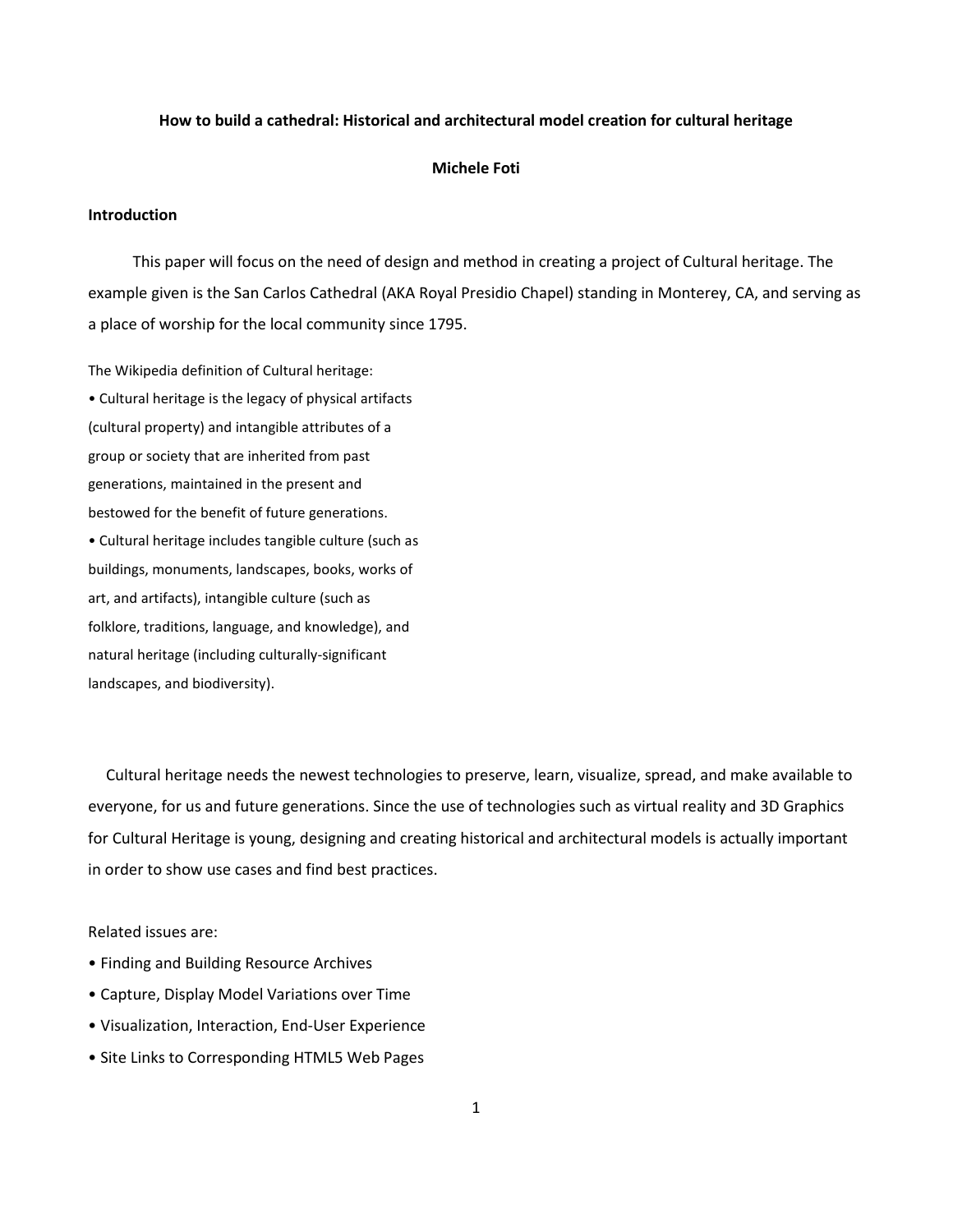**How to build a cathedral: Historical and architectural model creation for cultural heritage**

**Michele Foti**

## Introduction

This paper will focus on the need of design and method in creating a project of Cultural heritage. The example given is the San Carlos Cathedral (AKA Royal Presidio Chapel) standing in Monterey, CA, and serving as a place of worship for the local community since 1795.

The Wikipedia definition of Cultural heritage:

- Cultural heritage is the legacy of physical artifacts (cultural property) and intangible attributes of a group or society that are inherited from past generations, maintained in the present and bestowed for the benefit of future generations.
- Cultural heritage includes tangible culture (such as buildings, monuments, landscapes, books, works of art, and artifacts), intangible culture (such as folklore, traditions, language, and knowledge), and natural heritage (including culturally-significant landscapes, and biodiversity).

Cultural heritage needs the newest technologies to preserve, learn, visualize, spread, and make available to everyone, for us and future generations. Since the use of technologies such as virtual reality and 3D Graphics for Cultural Heritage is young, designing and creating historical and architectural models is actually important in order to show use cases and find best practices.

Related issues are:

- Finding and Building Resource Archives
- Capture, Display Model Variations over Time
- Visualization, Interaction, End-User Experience
- Site Links to Corresponding HTML5 Web Pages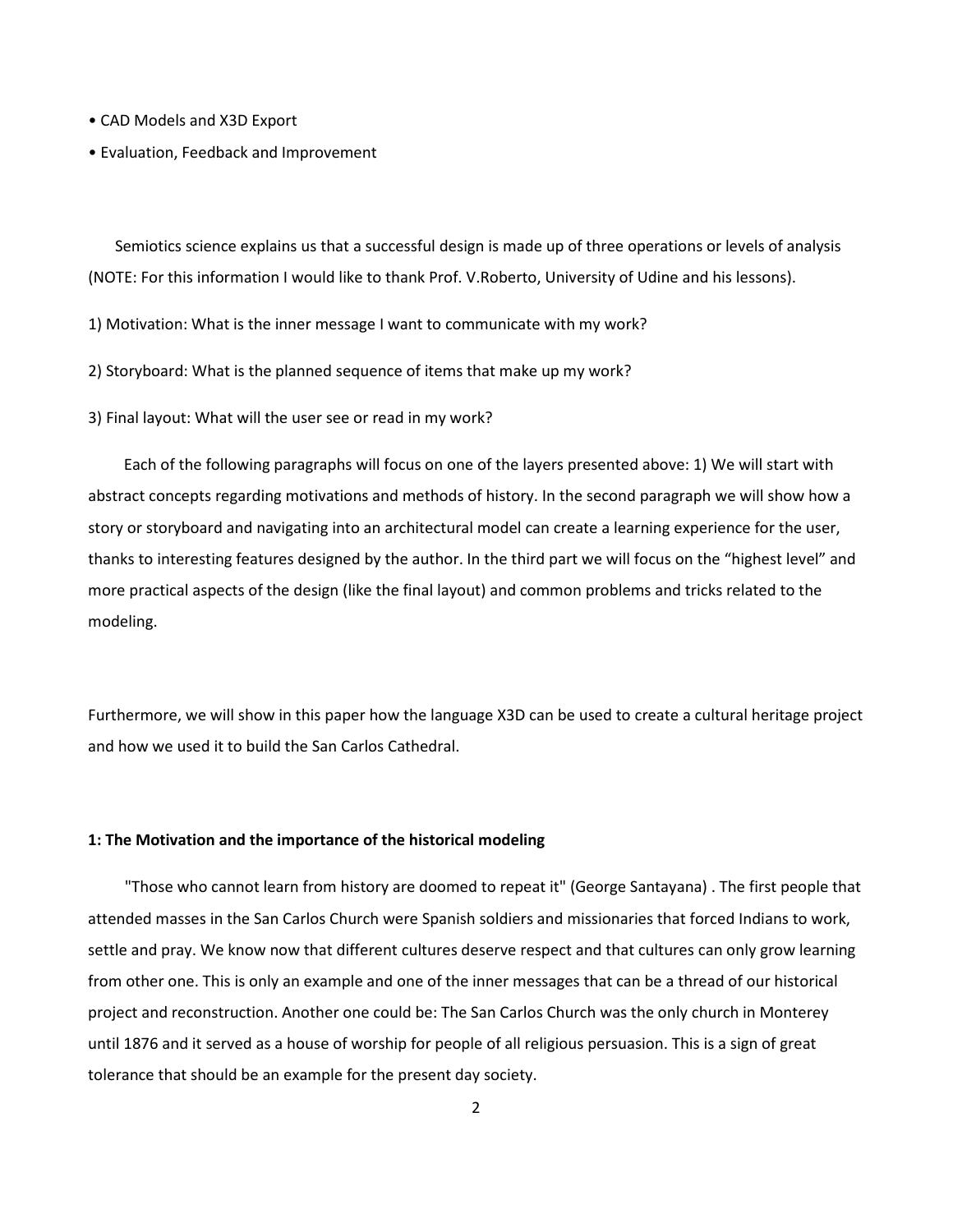- CAD Models and X3D Export
- Evaluation, Feedback and Improvement

Semiotics science explains us that a successful design is made up of three operations or levels of analysis (NOTE: For this information I would like to thank Prof. V.Roberto, University of Udine and his lessons).

1) Motivation: What is the inner message I want to communicate with my work?

2) Storyboard: What is the planned sequence of items that make up my work?

3) Final layout: What will the user see or read in my work?

Each of the following paragraphs will focus on one of the layers presented above: 1) We will start with abstract concepts regarding motivations and methods of history. In the second paragraph we will show how a story or storyboard and navigating into an architectural model can create a learning experience for the user, thanks to interesting features designed by the author. In the third part we will focus on the "highest level" and more practical aspects of the design (like the final layout) and common problems and tricks related to the modeling.

Furthermore, we will show in this paper how the language X3D can be used to create a cultural heritage project and how we used it to build the San Carlos Cathedral.

**1: The Motivation and the importance of the historical modeling**

"Those who cannot learn from history are doomed to repeat it" (George Santayana) . The first people that attended masses in the San Carlos Church were Spanish soldiers and missionaries that forced Indians to work, settle and pray. We know now that different cultures deserve respect and that cultures can only grow learning from other one. This is only an example and one of the inner messages that can be a thread of our historical project and reconstruction. Another one could be: The San Carlos Church was the only church in Monterey until 1876 and it served as a house of worship for people of all religious persuasion. This is a sign of great tolerance that should be an example for the present day society.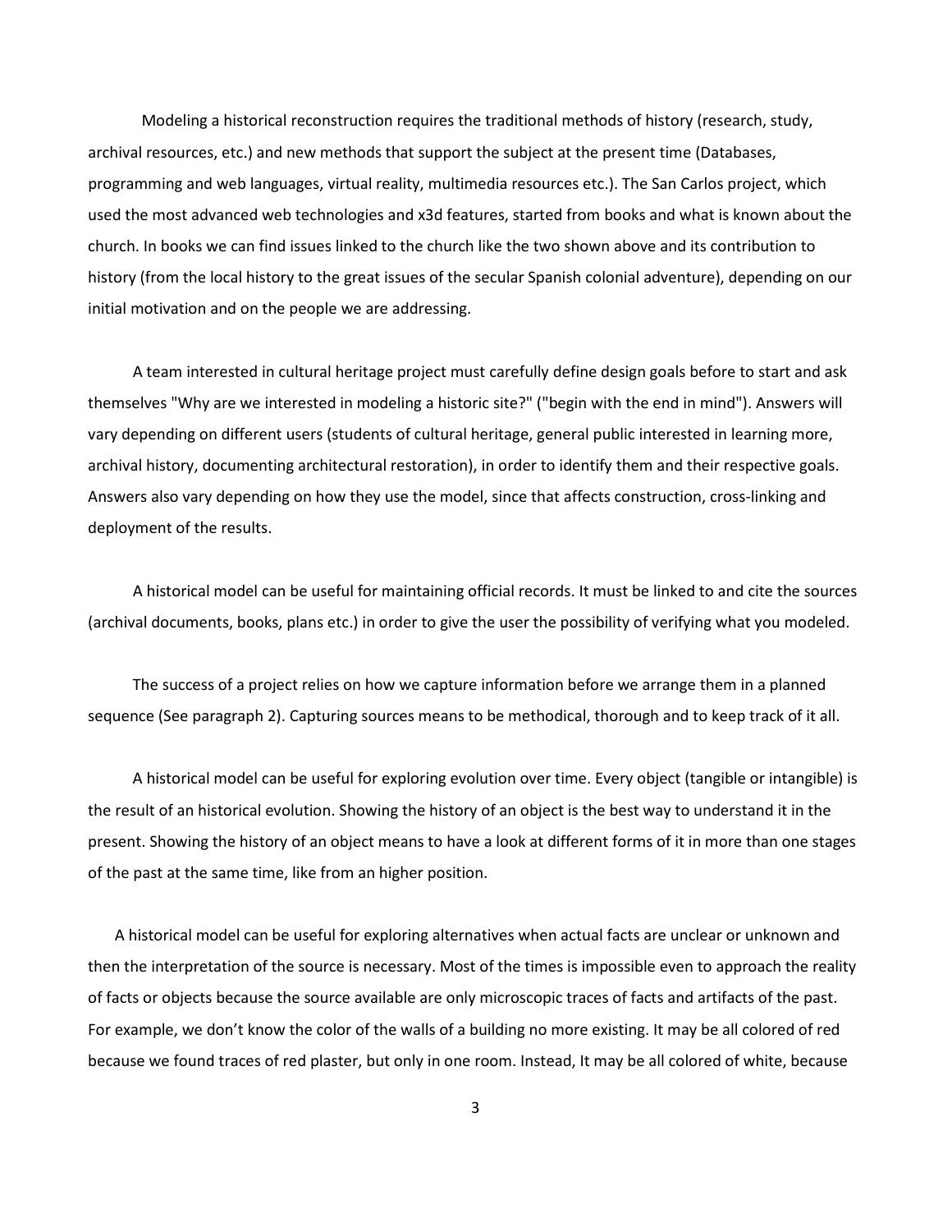Modeling a historical reconstruction requires the traditional methods of history (research, study, archival resources, etc.) and new methods that support the subject at the present time (Databases, programming and web languages, virtual reality, multimedia resources etc.). The San Carlos project, which used the most advanced web technologies and x3d features, started from books and what is known about the church. In books we can find issues linked to the church like the two shown above and its contribution to history (from the local history to the great issues of the secular Spanish colonial adventure), depending on our initial motivation and on the people we are addressing.

A team interested in cultural heritage project must carefully define design goals before to start and ask themselves "Why are we interested in modeling a historic site?" ("begin with the end in mind"). Answers will vary depending on different users (students of cultural heritage, general public interested in learning more, archival history, documenting architectural restoration), in order to identify them and their respective goals. Answers also vary depending on how they use the model, since that affects construction, cross-linking and deployment of the results.

A historical model can be useful for maintaining official records. It must be linked to and cite the sources (archival documents, books, plans etc.) in order to give the user the possibility of verifying what you modeled.

The success of a project relies on how we capture information before we arrange them in a planned sequence (See paragraph 2). Capturing sources means to be methodical, thorough and to keep track of it all.

A historical model can be useful for exploring evolution over time. Every object (tangible or intangible) is the result of an historical evolution. Showing the history of an object is the best way to understand it in the present. Showing the history of an object means to have a look at different forms of it in more than one stages of the past at the same time, like from an higher position.

A historical model can be useful for exploring alternatives when actual facts are unclear or unknown and then the interpretation of the source is necessary. Most of the times is impossible even to approach the reality of facts or objects because the source available are only microscopic traces of facts and artifacts of the past. For example, we don't know the color of the walls of a building no more existing. It may be all colored of red because we found traces of red plaster, but only in one room. Instead, It may be all colored of white, because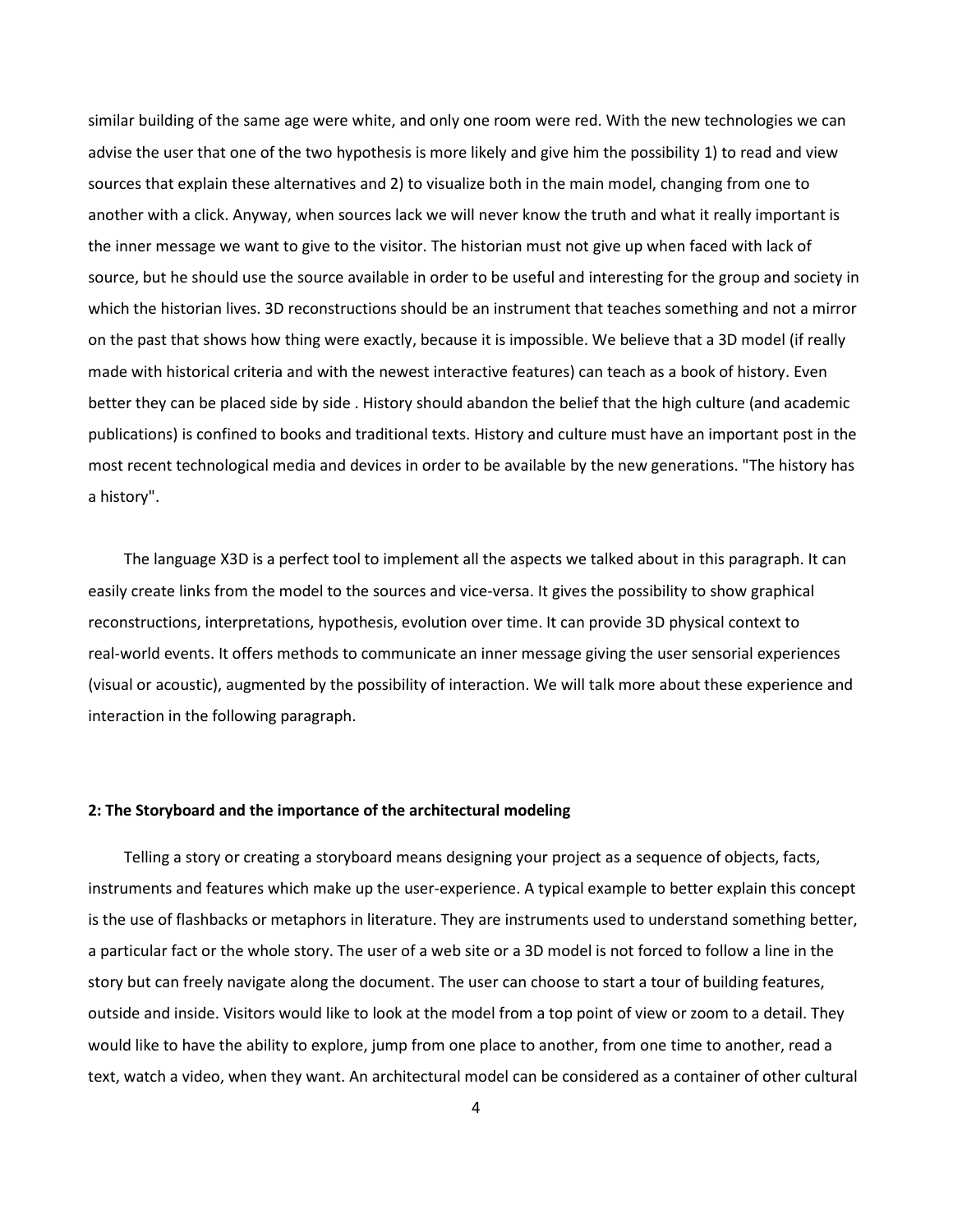similar building of the same age were white, and only one room were red. With the new technologies we can advise the user that one of the two hypothesis is more likely and give him the possibility 1) to read and view sources that explain these alternatives and 2) to visualize both in the main model, changing from one to another with a click. Anyway, when sources lack we will never know the truth and what it really important is the inner message we want to give to the visitor. The historian must not give up when faced with lack of source, but he should use the source available in order to be useful and interesting for the group and society in which the historian lives. 3D reconstructions should be an instrument that teaches something and not a mirror on the past that shows how thing were exactly, because it is impossible. We believe that a 3D model (if really made with historical criteria and with the newest interactive features) can teach as a book of history. Even better they can be placed side by side . History should abandon the belief that the high culture (and academic publications) is confined to books and traditional texts. History and culture must have an important post in the most recent technological media and devices in order to be available by the new generations. "The history has a history".

The language X3D is a perfect tool to implement all the aspects we talked about in this paragraph. It can easily create links from the model to the sources and vice-versa. It gives the possibility to show graphical reconstructions, interpretations, hypothesis, evolution over time. It can provide 3D physical context to real-world events. It offers methods to communicate an inner message giving the user sensorial experiences (visual or acoustic), augmented by the possibility of interaction. We will talk more about these experience and interaction in the following paragraph.

**2: The Storyboard and the importance of the architectural modeling**

Telling a story or creating a storyboard means designing your project as a sequence of objects, facts, instruments and features which make up the user-experience. A typical example to better explain this concept is the use of flashbacks or metaphors in literature. They are instruments used to understand something better, a particular fact or the whole story. The user of a web site or a 3D model is not forced to follow a line in the story but can freely navigate along the document. The user can choose to start a tour of building features, outside and inside. Visitors would like to look at the model from a top point of view or zoom to a detail. They would like to have the ability to explore, jump from one place to another, from one time to another, read a text, watch a video, when they want. An architectural model can be considered as a container of other cultural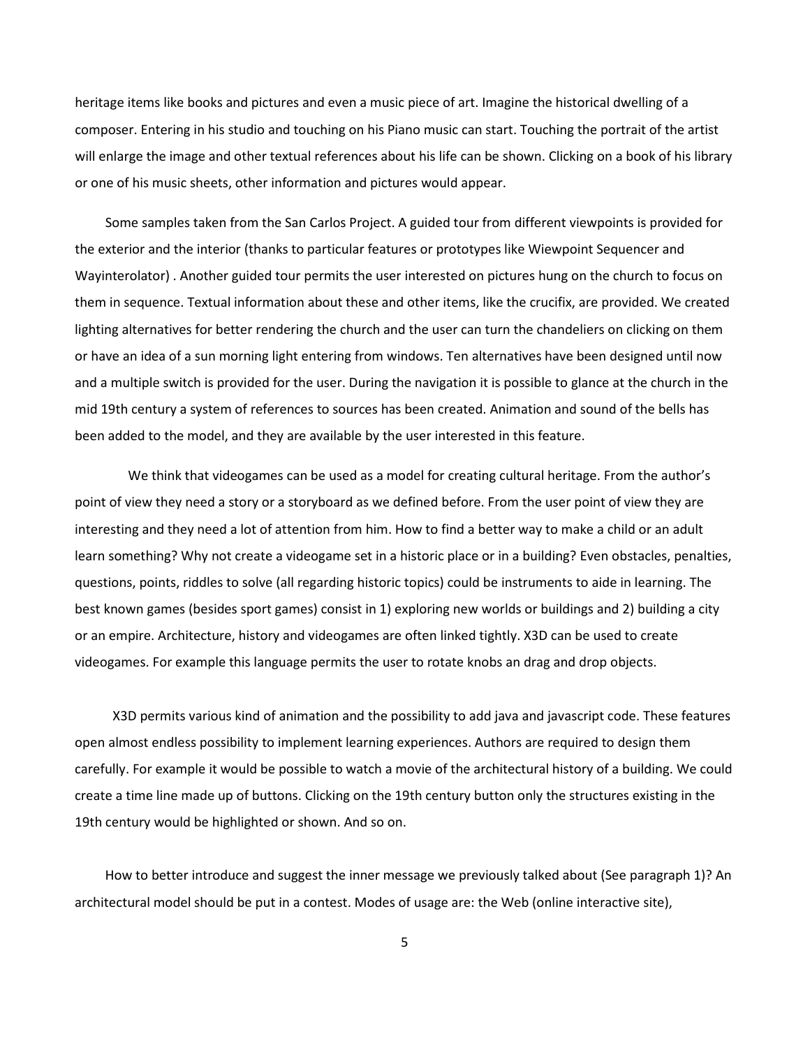heritage items like books and pictures and even a music piece of art. Imagine the historical dwelling of a composer. Entering in his studio and touching on his Piano music can start. Touching the portrait of the artist will enlarge the image and other textual references about his life can be shown. Clicking on a book of his library or one of his music sheets, other information and pictures would appear.

Some samples taken from the San Carlos Project. A guided tour from different viewpoints is provided for the exterior and the interior (thanks to particular features or prototypes like Wiewpoint Sequencer and Wayinterolator) . Another guided tour permits the user interested on pictures hung on the church to focus on them in sequence. Textual information about these and other items, like the crucifix, are provided. We created lighting alternatives for better rendering the church and the user can turn the chandeliers on clicking on them or have an idea of a sun morning light entering from windows. Ten alternatives have been designed until now and a multiple switch is provided for the user. During the navigation it is possible to glance at the church in the mid 19th century a system of references to sources has been created. Animation and sound of the bells has been added to the model, and they are available by the user interested in this feature.

We think that videogames can be used as a model for creating cultural heritage. From the author's point of view they need a story or a storyboard as we defined before. From the user point of view they are interesting and they need a lot of attention from him. How to find a better way to make a child or an adult learn something? Why not create a videogame set in a historic place or in a building? Even obstacles, penalties, questions, points, riddles to solve (all regarding historic topics) could be instruments to aide in learning. The best known games (besides sport games) consist in 1) exploring new worlds or buildings and 2) building a city or an empire. Architecture, history and videogames are often linked tightly. X3D can be used to create videogames. For example this language permits the user to rotate knobs an drag and drop objects.

X3D permits various kind of animation and the possibility to add java and javascript code. These features open almost endless possibility to implement learning experiences. Authors are required to design them carefully. For example it would be possible to watch a movie of the architectural history of a building. We could create a time line made up of buttons. Clicking on the 19th century button only the structures existing in the 19th century would be highlighted or shown. And so on.

How to better introduce and suggest the inner message we previously talked about (See paragraph 1)? An architectural model should be put in a contest. Modes of usage are: the Web (online interactive site),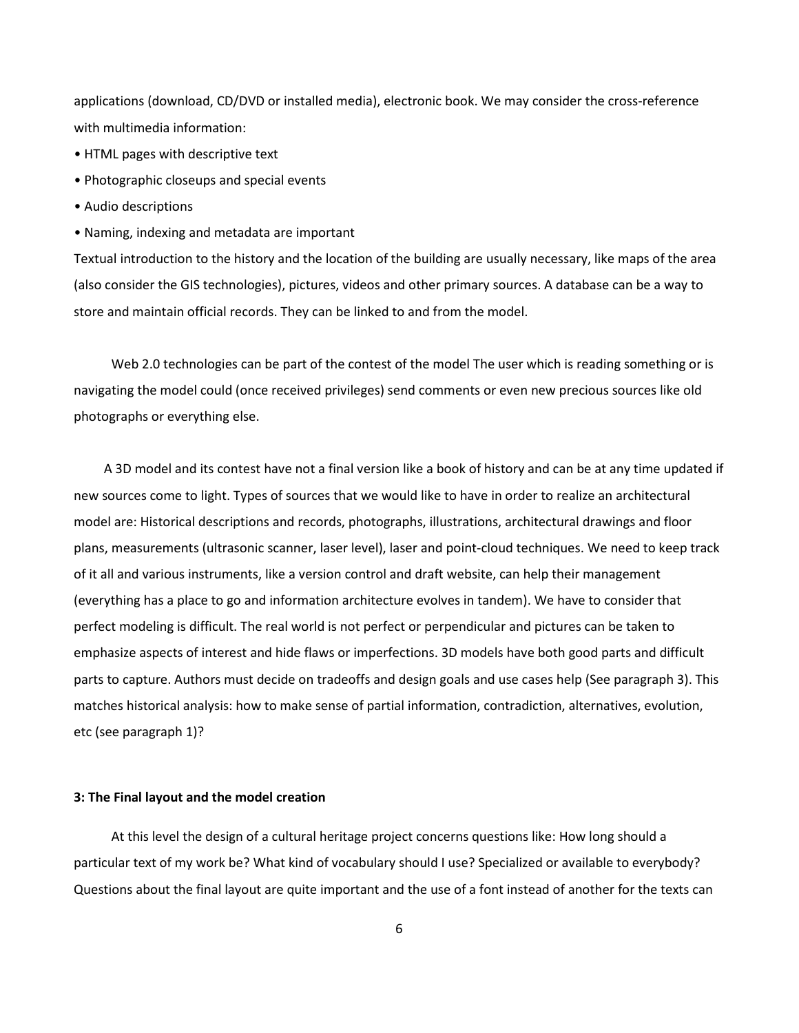applications (download, CD/DVD or installed media), electronic book. We may consider the cross-reference with multimedia information:

- HTML pages with descriptive text
- Photographic closeups and special events
- Audio descriptions
- Naming, indexing and metadata are important

Textual introduction to the history and the location of the building are usually necessary, like maps of the area (also consider the GIS technologies), pictures, videos and other primary sources. A database can be a way to store and maintain official records. They can be linked to and from the model.

Web 2.0 technologies can be part of the contest of the model The user which is reading something or is navigating the model could (once received privileges) send comments or even new precious sources like old photographs or everything else.

A 3D model and its contest have not a final version like a book of history and can be at any time updated if new sources come to light. Types of sources that we would like to have in order to realize an architectural model are: Historical descriptions and records, photographs, illustrations, architectural drawings and floor plans, measurements (ultrasonic scanner, laser level), laser and point-cloud techniques. We need to keep track of it all and various instruments, like a version control and draft website, can help their management (everything has a place to go and information architecture evolves in tandem). We have to consider that perfect modeling is difficult. The real world is not perfect or perpendicular and pictures can be taken to emphasize aspects of interest and hide flaws or imperfections. 3D models have both good parts and difficult parts to capture. Authors must decide on tradeoffs and design goals and use cases help (See paragraph 3). This matches historical analysis: how to make sense of partial information, contradiction, alternatives, evolution, etc (see paragraph 1)?

**3: The Final layout and the model creation**

At this level the design of a cultural heritage project concerns questions like: How long should a particular text of my work be? What kind of vocabulary should I use? Specialized or available to everybody? Questions about the final layout are quite important and the use of a font instead of another for the texts can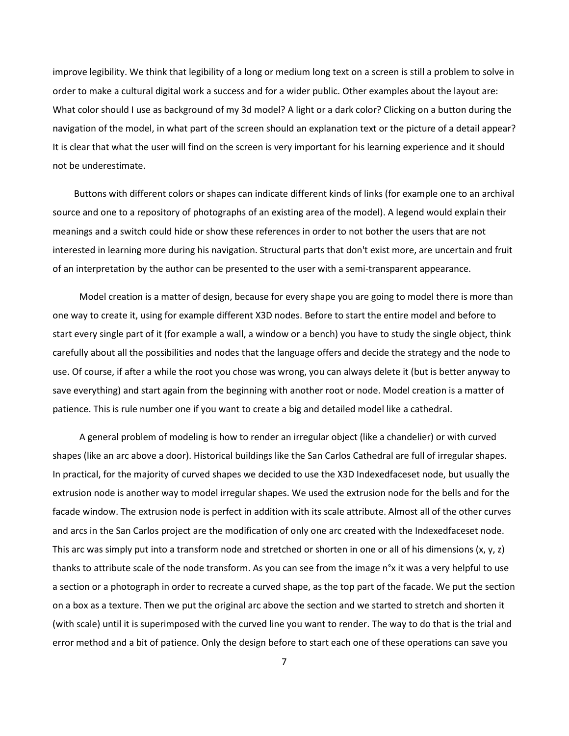improve legibility. We think that legibility of a long or medium long text on a screen is still a problem to solve in order to make a cultural digital work a success and for a wider public. Other examples about the layout are: What color should I use as background of my 3d model? A light or a dark color? Clicking on a button during the navigation of the model, in what part of the screen should an explanation text or the picture of a detail appear? It is clear that what the user will find on the screen is very important for his learning experience and it should not be underestimate.

Buttons with different colors or shapes can indicate different kinds of links (for example one to an archival source and one to a repository of photographs of an existing area of the model). A legend would explain their meanings and a switch could hide or show these references in order to not bother the users that are not interested in learning more during his navigation. Structural parts that don't exist more, are uncertain and fruit of an interpretation by the author can be presented to the user with a semi-transparent appearance.

Model creation is a matter of design, because for every shape you are going to model there is more than one way to create it, using for example different X3D nodes. Before to start the entire model and before to start every single part of it (for example a wall, a window or a bench) you have to study the single object, think carefully about all the possibilities and nodes that the language offers and decide the strategy and the node to use. Of course, if after a while the root you chose was wrong, you can always delete it (but is better anyway to save everything) and start again from the beginning with another root or node. Model creation is a matter of patience. This is rule number one if you want to create a big and detailed model like a cathedral.

A general problem of modeling is how to render an irregular object (like a chandelier) or with curved shapes (like an arc above a door). Historical buildings like the San Carlos Cathedral are full of irregular shapes. In practical, for the majority of curved shapes we decided to use the X3D Indexedfaceset node, but usually the extrusion node is another way to model irregular shapes. We used the extrusion node for the bells and for the facade window. The extrusion node is perfect in addition with its scale attribute. Almost all of the other curves and arcs in the San Carlos project are the modification of only one arc created with the Indexedfaceset node. This arc was simply put into a transform node and stretched or shorten in one or all of his dimensions (x, y, z) thanks to attribute scale of the node transform. As you can see from the image n°x it was a very helpful to use a section or a photograph in order to recreate a curved shape, as the top part of the facade. We put the section on a box as a texture. Then we put the original arc above the section and we started to stretch and shorten it (with scale) until it is superimposed with the curved line you want to render. The way to do that is the trial and error method and a bit of patience. Only the design before to start each one of these operations can save you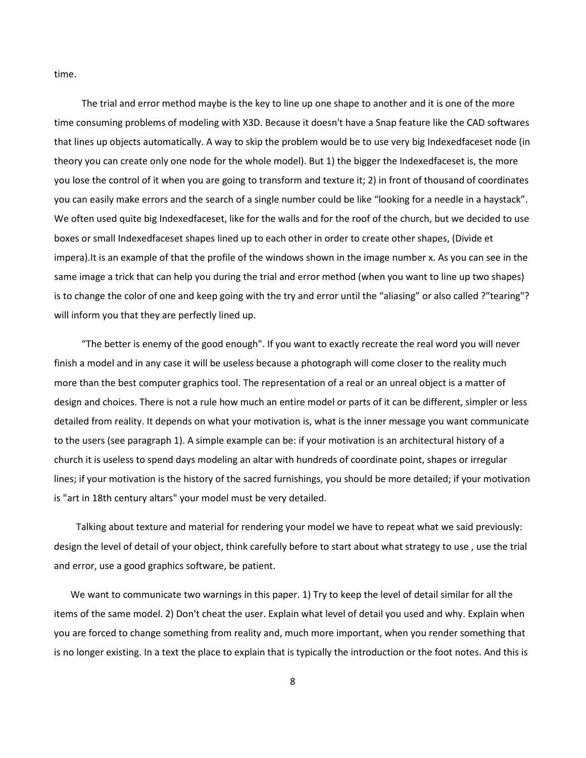time.

The trial and error method maybe is the key to line up one shape to another and it is one of the more time consuming problems of modeling with X3D. Because it doesn't have a Snap feature like the CAD softwares that lines up objects automatically. A way to skip the problem would be to use very big Indexedfaceset node (in theory you can create only one node for the whole model). But 1) the bigger the Indexedfaceset is, the more you lose the control of it when you are going to transform and texture it; 2) in front of thousand of coordinates you can easily make errors and the search of a single number could be like "looking for a needle in a haystack". We often used quite big Indexedfaceset, like for the walls and for the roof of the church, but we decided to use boxes or small Indexedfaceset shapes lined up to each other in order to create other shapes, (Divide et impera).It is an example of that the profile of the windows shown in the image number x. As you can see in the same image a trick that can help you during the trial and error method (when you want to line up two shapes) is to change the color of one and keep going with the try and error until the "aliasing" or also called ?"tearing"? will inform you that they are perfectly lined up.

"The better is enemy of the good enough". If you want to exactly recreate the real word you will never finish a model and in any case it will be useless because a photograph will come closer to the reality much more than the best computer graphics tool. The representation of a real or an unreal object is a matter of design and choices. There is not a rule how much an entire model or parts of it can be different, simpler or less detailed from reality. It depends on what your motivation is, what is the inner message you want communicate to the users (see paragraph 1). A simple example can be: if your motivation is an architectural history of a church it is useless to spend days modeling an altar with hundreds of coordinate point, shapes or irregular lines; if your motivation is the history of the sacred furnishings, you should be more detailed; if your motivation is "art in 18th century altars" your model must be very detailed.

Talking about texture and material for rendering your model we have to repeat what we said previously: design the level of detail of your object, think carefully before to start about what strategy to use , use the trial and error, use a good graphics software, be patient.

We want to communicate two warnings in this paper. 1) Try to keep the level of detail similar for all the items of the same model. 2) Don't cheat the user. Explain what level of detail you used and why. Explain when you are forced to change something from reality and, much more important, when you render something that is no longer existing. In a text the place to explain that is typically the introduction or the foot notes. And this is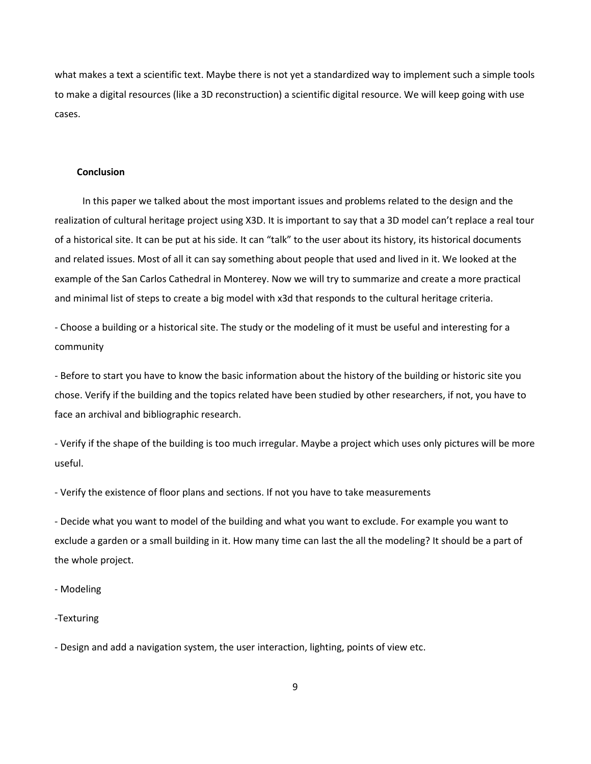what makes a text a scientific text. Maybe there is not yet a standardized way to implement such a simple tools to make a digital resources (like a 3D reconstruction) a scientific digital resource. We will keep going with use cases.

## Conclusion

In this paper we talked about the most important issues and problems related to the design and the realization of cultural heritage project using X3D. It is important to say that a 3D model can't replace a real tour of a historical site. It can be put at his side. It can "talk" to the user about its history, its historical documents and related issues. Most of all it can say something about people that used and lived in it. We looked at the example of the San Carlos Cathedral in Monterey. Now we will try to summarize and create a more practical and minimal list of steps to create a big model with x3d that responds to the cultural heritage criteria.

- Choose a building or a historical site. The study or the modeling of it must be useful and interesting for a community

- Before to start you have to know the basic information about the history of the building or historic site you chose. Verify if the building and the topics related have been studied by other researchers, if not, you have to face an archival and bibliographic research.

- Verify if the shape of the building is too much irregular. Maybe a project which uses only pictures will be more useful.

- Verify the existence of floor plans and sections. If not you have to take measurements

- Decide what you want to model of the building and what you want to exclude. For example you want to exclude a garden or a small building in it. How many time can last the all the modeling? It should be a part of the whole project.

- Modeling

- Texturing

- Design and add a navigation system, the user interaction, lighting, points of view etc.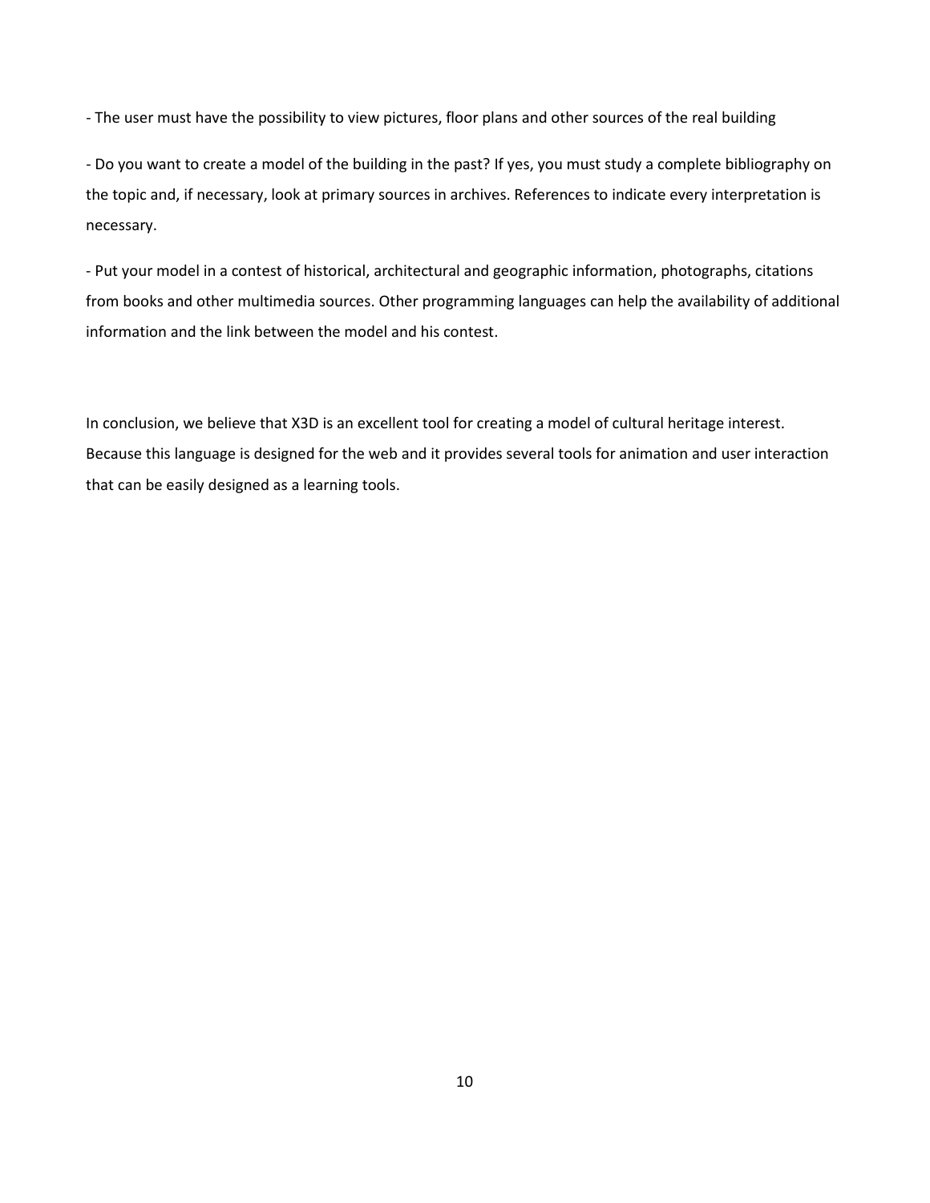- The user must have the possibility to view pictures, floor plans and other sources of the real building

- Do you want to create a model of the building in the past? If yes, you must study a complete bibliography on the topic and, if necessary, look at primary sources in archives. References to indicate every interpretation is necessary.

- Put your model in a contest of historical, architectural and geographic information, photographs, citations from books and other multimedia sources. Other programming languages can help the availability of additional information and the link between the model and his contest.

In conclusion, we believe that X3D is an excellent tool for creating a model of cultural heritage interest. Because this language is designed for the web and it provides several tools for animation and user interaction that can be easily designed as a learning tools.